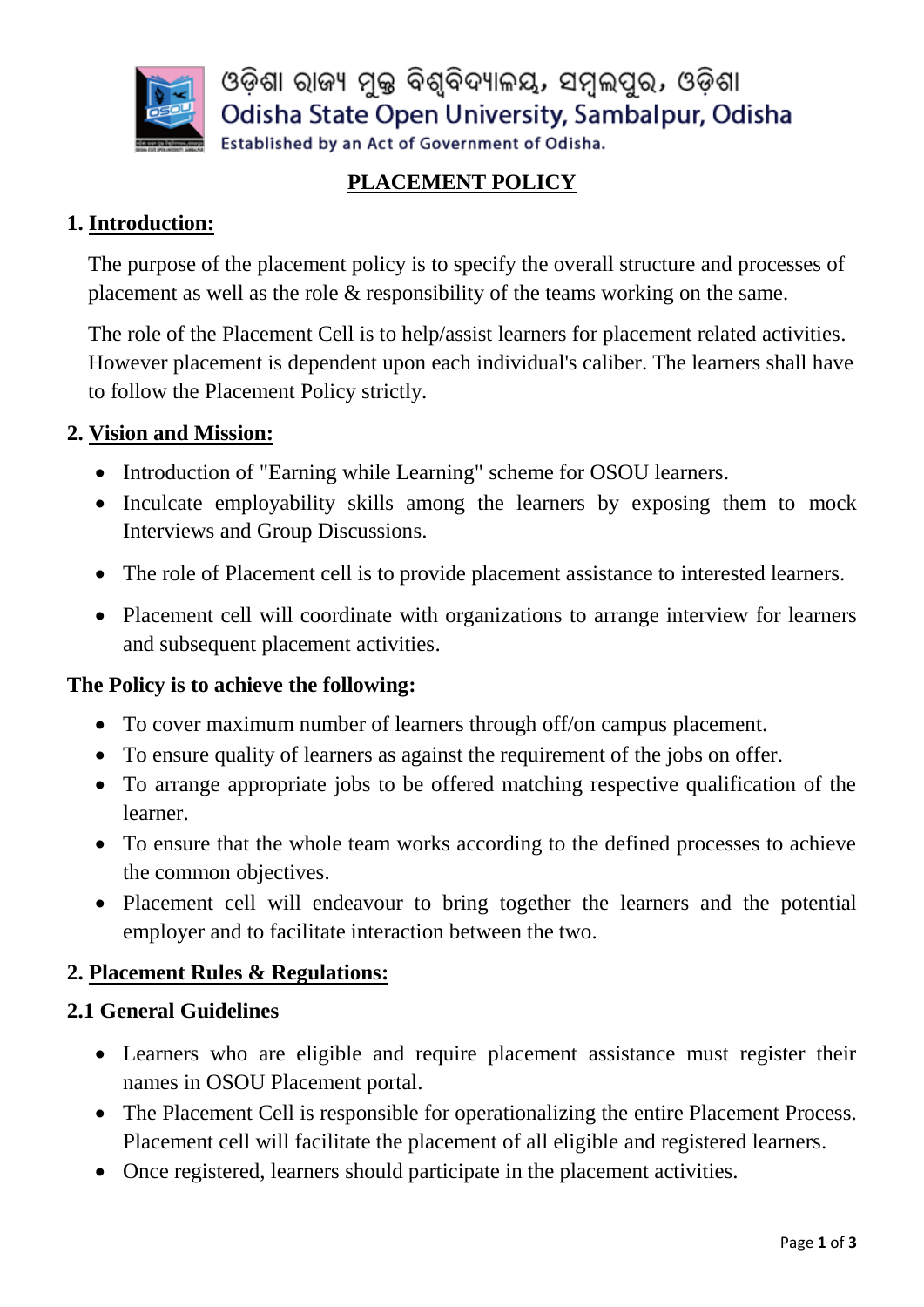ଓଡ଼ିଶା ରାଜ୍ୟ ମୁକ୍ତ ବିଶ୍ୱବିଦ୍ୟାଳୟ, ସମ୍ବଲପୁର, ଓଡ଼ିଶା

Odisha State Open University, Sambalpur, Odisha

Established by an Act of Government of Odisha.

# PLACEMENT POLICY

## 1. Introduction:

The purpose of the placement policy is to specify the overall structure and processes of placement as well as the role & responsibility of the teams working on the same.

The role of the Placement Cell is to help/assist learners for placement related activities. However placement is dependent upon each individual's caliber. The learners shall have to follow the Placement Policy strictly.

## 2. Vision and Mission:

- Introduction of "Earning while Learning" scheme for OSOU learners.
- Inculcate employability skills among the learners by exposing them to mock Interviews and Group Discussions.
- The role of Placement cell is to provide placement assistance to interested learners.
- Placement cell will coordinate with organizations to arrange interview for learners and subsequent placement activities.

**The Policy is to achieve the following:**

- To cover maximum number of learners through off/on campus placement.
- To ensure quality of learners as against the requirement of the jobs on offer.
- To arrange appropriate jobs to be offered matching respective qualification of the learner.
- To ensure that the whole team works according to the defined processes to achieve the common objectives.
- Placement cell will endeavour to bring together the learners and the potential employer and to facilitate interaction between the two.

## 2. Placement Rules & Regulations:

### 2.1 General Guidelines

- Learners who are eligible and require placement assistance must register their names in OSOU Placement portal.
- The Placement Cell is responsible for operationalizing the entire Placement Process. Placement cell will facilitate the placement of all eligible and registered learners.
- Once registered, learners should participate in the placement activities.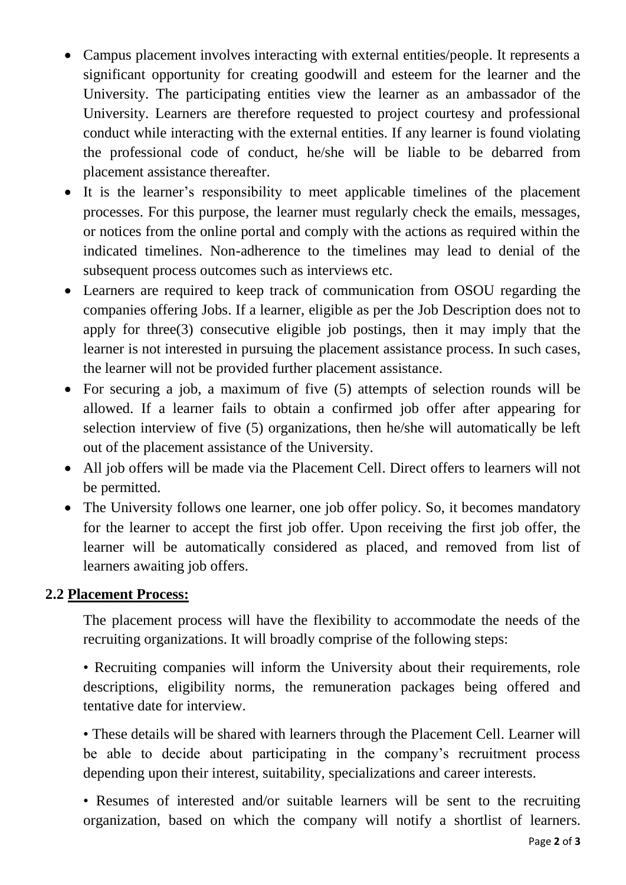- Campus placement involves interacting with external entities/people. It represents a significant opportunity for creating goodwill and esteem for the learner and the University. The participating entities view the learner as an ambassador of the University. Learners are therefore requested to project courtesy and professional conduct while interacting with the external entities. If any learner is found violating the professional code of conduct, he/she will be liable to be debarred from placement assistance thereafter.
- It is the learner's responsibility to meet applicable timelines of the placement processes. For this purpose, the learner must regularly check the emails, messages, or notices from the online portal and comply with the actions as required within the indicated timelines. Non-adherence to the timelines may lead to denial of the subsequent process outcomes such as interviews etc.
- Learners are required to keep track of communication from OSOU regarding the companies offering Jobs. If a learner, eligible as per the Job Description does not to apply for three(3) consecutive eligible job postings, then it may imply that the learner is not interested in pursuing the placement assistance process. In such cases, the learner will not be provided further placement assistance.
- For securing a job, a maximum of five (5) attempts of selection rounds will be allowed. If a learner fails to obtain a confirmed job offer after appearing for selection interview of five (5) organizations, then he/she will automatically be left out of the placement assistance of the University.
- All job offers will be made via the Placement Cell. Direct offers to learners will not be permitted.
- The University follows one learner, one job offer policy. So, it becomes mandatory for the learner to accept the first job offer. Upon receiving the first job offer, the learner will be automatically considered as placed, and removed from list of learners awaiting job offers.

### 2.2 Placement Process:

The placement process will have the flexibility to accommodate the needs of the recruiting organizations. It will broadly comprise of the following steps:

• Recruiting companies will inform the University about their requirements, role descriptions, eligibility norms, the remuneration packages being offered and tentative date for interview.

• These details will be shared with learners through the Placement Cell. Learner will be able to decide about participating in the company's recruitment process depending upon their interest, suitability, specializations and career interests.

• Resumes of interested and/or suitable learners will be sent to the recruiting organization, based on which the company will notify a shortlist of learners.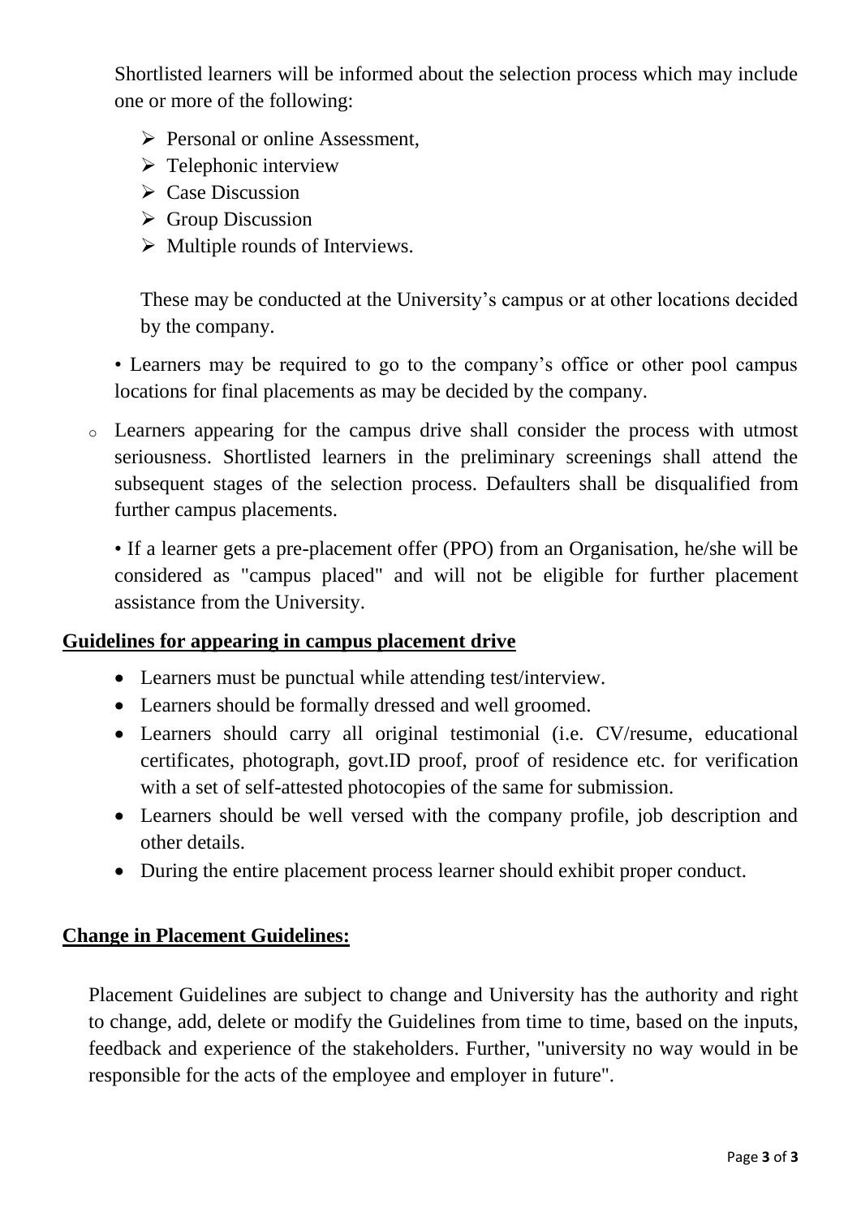Shortlisted learners will be informed about the selection process which may include one or more of the following:

- Personal or online Assessment,
- Telephonic interview
- Case Discussion
- Group Discussion
- Multiple rounds of Interviews.

These may be conducted at the University's campus or at other locations decided by the company.

• Learners may be required to go to the company's office or other pool campus locations for final placements as may be decided by the company.

- Learners appearing for the campus drive shall consider the process with utmost seriousness. Shortlisted learners in the preliminary screenings shall attend the subsequent stages of the selection process. Defaulters shall be disqualified from further campus placements.

  • If a learner gets a pre-placement offer (PPO) from an Organisation, he/she will be considered as "campus placed" and will not be eligible for further placement assistance from the University.

## Guidelines for appearing in campus placement drive

- Learners must be punctual while attending test/interview.
- Learners should be formally dressed and well groomed.
- Learners should carry all original testimonial (i.e. CV/resume, educational certificates, photograph, govt.ID proof, proof of residence etc. for verification with a set of self-attested photocopies of the same for submission.
- Learners should be well versed with the company profile, job description and other details.
- During the entire placement process learner should exhibit proper conduct.

## Change in Placement Guidelines:

Placement Guidelines are subject to change and University has the authority and right to change, add, delete or modify the Guidelines from time to time, based on the inputs, feedback and experience of the stakeholders. Further, "university no way would in be responsible for the acts of the employee and employer in future".